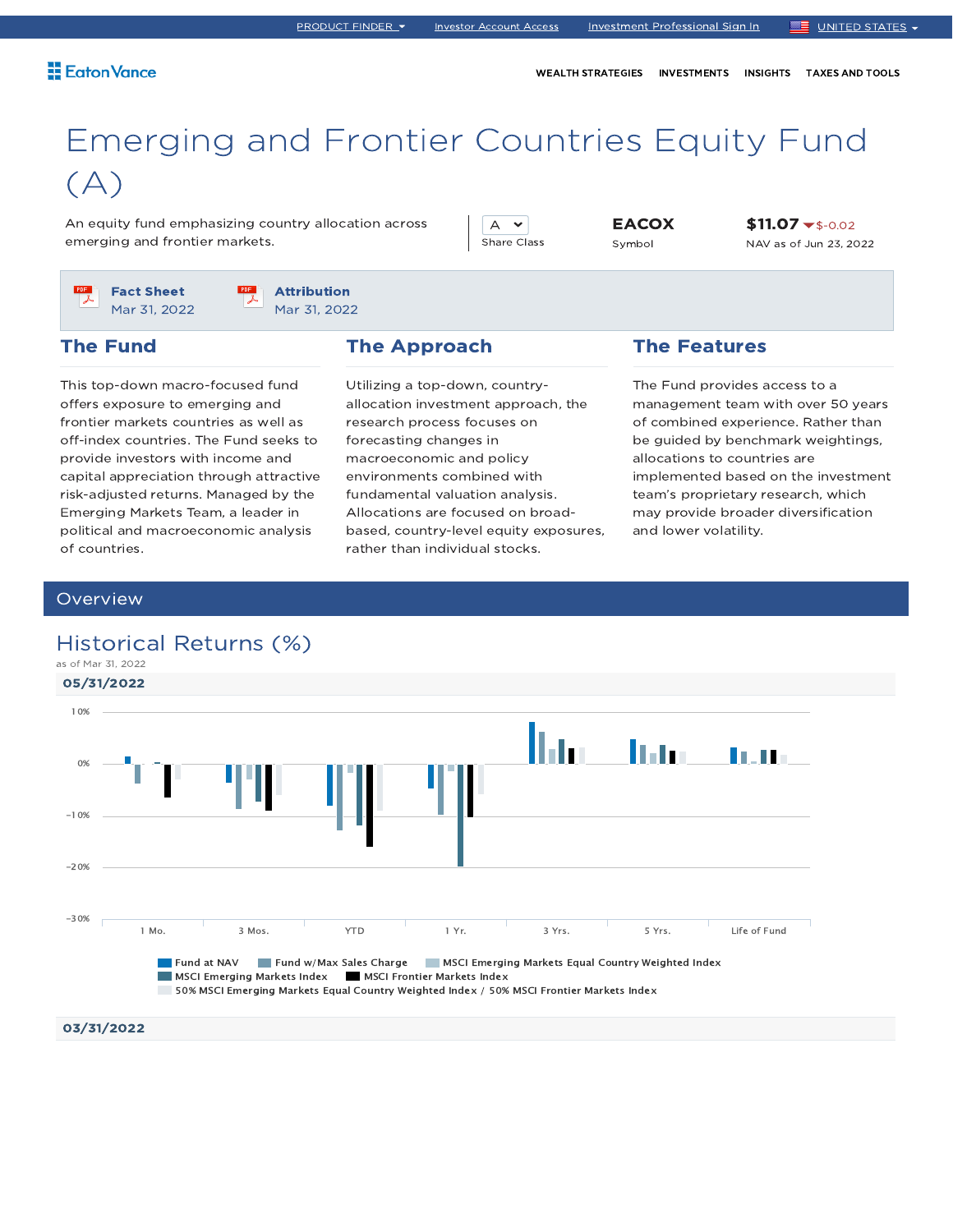PRODUCT FINDER | Investor Account Access | Investment Professional Sign In | UNITED STATES

Eaton Vance

WEALTH STRATEGIES | INVESTMENTS | INSIGHTS | TAXES AND TOOLS

# Emerging and Frontier Countries Equity Fund (A)

An equity fund emphasizing country allocation across emerging and frontier markets.

A
Share Class

**EACOX**
Symbol

**$11.07** $-0.02
NAV as of Jun 23, 2022

**Fact Sheet**
Mar 31, 2022

**Attribution**
Mar 31, 2022

## The Fund

This top-down macro-focused fund offers exposure to emerging and frontier markets countries as well as off-index countries. The Fund seeks to provide investors with income and capital appreciation through attractive risk-adjusted returns. Managed by the Emerging Markets Team, a leader in political and macroeconomic analysis of countries.

## The Approach

Utilizing a top-down, country-allocation investment approach, the research process focuses on forecasting changes in macroeconomic and policy environments combined with fundamental valuation analysis. Allocations are focused on broad-based, country-level equity exposures, rather than individual stocks.

## The Features

The Fund provides access to a management team with over 50 years of combined experience. Rather than be guided by benchmark weightings, allocations to countries are implemented based on the investment team's proprietary research, which may provide broader diversification and lower volatility.

## Overview

### Historical Returns (%)

as of Mar 31, 2022

**05/31/2022**

Chart axis: 10%, 0%, -10%, -20%, -30%
Categories: 1 Mo. | 3 Mos. | YTD | 1 Yr. | 3 Yrs. | 5 Yrs. | Life of Fund

Legend: Fund at NAV; Fund w/Max Sales Charge; MSCI Emerging Markets Equal Country Weighted Index; MSCI Emerging Markets Index; MSCI Frontier Markets Index; 50% MSCI Emerging Markets Equal Country Weighted Index / 50% MSCI Frontier Markets Index

**03/31/2022**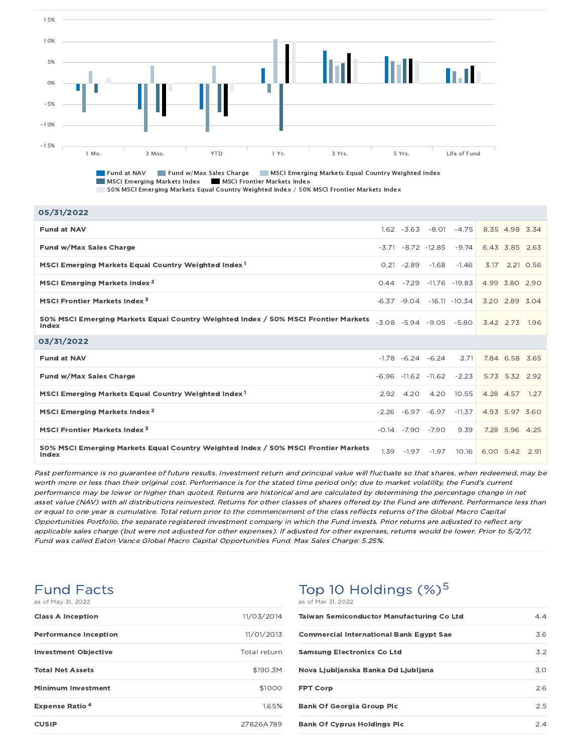| | 1 Mo. | 3 Mos. | YTD | 1 Yr. | 3 Yrs. | 5 Yrs. | Life of Fund |
|---|---|---|---|---|---|---|---|
| **05/31/2022** | | | | | | | |
| **Fund at NAV** | 1.62 | -3.63 | -8.01 | -4.75 | 8.35 | 4.98 | 3.34 |
| **Fund w/Max Sales Charge** | -3.71 | -8.72 | -12.85 | -9.74 | 6.43 | 3.85 | 2.63 |
| **MSCI Emerging Markets Equal Country Weighted Index** [1] | 0.21 | -2.89 | -1.68 | -1.46 | 3.17 | 2.21 | 0.56 |
| **MSCI Emerging Markets Index** [2] | 0.44 | -7.29 | -11.76 | -19.83 | 4.99 | 3.80 | 2.90 |
| **MSCI Frontier Markets Index** [3] | -6.37 | -9.04 | -16.11 | -10.34 | 3.20 | 2.89 | 3.04 |
| **50% MSCI Emerging Markets Equal Country Weighted Index / 50% MSCI Frontier Markets Index** | -3.08 | -5.94 | -9.05 | -5.80 | 3.42 | 2.73 | 1.96 |
| **03/31/2022** | | | | | | | |
| **Fund at NAV** | -1.78 | -6.24 | -6.24 | 3.71 | 7.84 | 6.58 | 3.65 |
| **Fund w/Max Sales Charge** | -6.96 | -11.62 | -11.62 | -2.23 | 5.73 | 5.32 | 2.92 |
| **MSCI Emerging Markets Equal Country Weighted Index** [1] | 2.92 | 4.20 | 4.20 | 10.55 | 4.28 | 4.57 | 1.27 |
| **MSCI Emerging Markets Index** [2] | -2.26 | -6.97 | -6.97 | -11.37 | 4.93 | 5.97 | 3.60 |
| **MSCI Frontier Markets Index** [3] | -0.14 | -7.90 | -7.90 | 9.39 | 7.28 | 5.96 | 4.25 |
| **50% MSCI Emerging Markets Equal Country Weighted Index / 50% MSCI Frontier Markets Index** | 1.39 | -1.97 | -1.97 | 10.16 | 6.00 | 5.42 | 2.91 |

*Past performance is no guarantee of future results. Investment return and principal value will fluctuate so that shares, when redeemed, may be worth more or less than their original cost. Performance is for the stated time period only; due to market volatility, the Fund's current performance may be lower or higher than quoted. Returns are historical and are calculated by determining the percentage change in net asset value (NAV) with all distributions reinvested. Returns for other classes of shares offered by the Fund are different. Performance less than or equal to one year is cumulative. Total return prior to the commencement of the class reflects returns of the Global Macro Capital Opportunities Portfolio, the separate registered investment company in which the Fund invests. Prior returns are adjusted to reflect any applicable sales charge (but were not adjusted for other expenses). If adjusted for other expenses, returns would be lower. Prior to 5/2/17, Fund was called Eaton Vance Global Macro Capital Opportunities Fund. Max Sales Charge: 5.25%.*

## Fund Facts

as of May 31, 2022

| | |
|---|---|
| **Class A Inception** | 11/03/2014 |
| **Performance Inception** | 11/01/2013 |
| **Investment Objective** | Total return |
| **Total Net Assets** | $190.3M |
| **Minimum Investment** | $1000 |
| **Expense Ratio** [4] | 1.65% |
| **CUSIP** | 27826A789 |

## Top 10 Holdings (%)[5]

as of Mar 31, 2022

| | |
|---|---|
| **Taiwan Semiconductor Manufacturing Co Ltd** | 4.4 |
| **Commercial International Bank Egypt Sae** | 3.6 |
| **Samsung Electronics Co Ltd** | 3.2 |
| **Nova Ljubljanska Banka Dd Ljubljana** | 3.0 |
| **FPT Corp** | 2.6 |
| **Bank Of Georgia Group Plc** | 2.5 |
| **Bank Of Cyprus Holdings Plc** | 2.4 |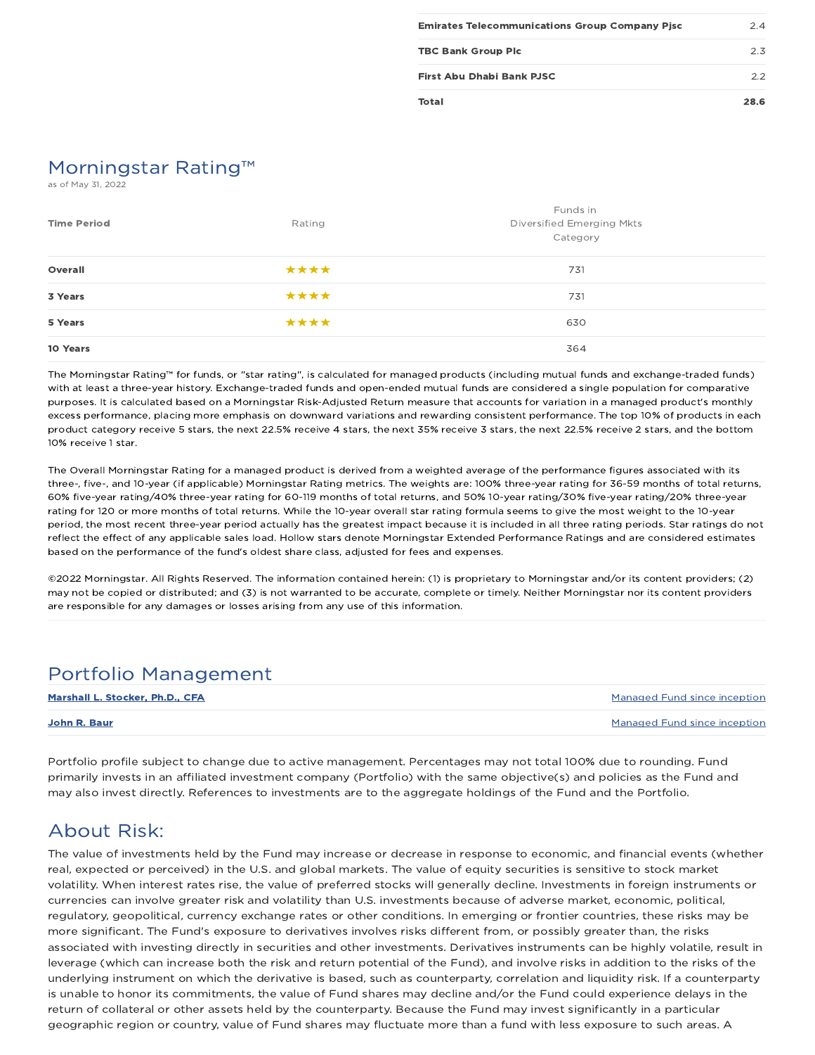| | |
|---|---|
| Emirates Telecommunications Group Company Pjsc | 2.4 |
| TBC Bank Group Plc | 2.3 |
| First Abu Dhabi Bank PJSC | 2.2 |
| **Total** | **28.6** |

## Morningstar Rating™

as of May 31, 2022

| Time Period | Rating | Funds in Diversified Emerging Mkts Category |
|---|---|---|
| **Overall** | ★★★★ | 731 |
| **3 Years** | ★★★★ | 731 |
| **5 Years** | ★★★★ | 630 |
| **10 Years** | | 364 |

The Morningstar Rating™ for funds, or "star rating", is calculated for managed products (including mutual funds and exchange-traded funds) with at least a three-year history. Exchange-traded funds and open-ended mutual funds are considered a single population for comparative purposes. It is calculated based on a Morningstar Risk-Adjusted Return measure that accounts for variation in a managed product's monthly excess performance, placing more emphasis on downward variations and rewarding consistent performance. The top 10% of products in each product category receive 5 stars, the next 22.5% receive 4 stars, the next 35% receive 3 stars, the next 22.5% receive 2 stars, and the bottom 10% receive 1 star.

The Overall Morningstar Rating for a managed product is derived from a weighted average of the performance figures associated with its three-, five-, and 10-year (if applicable) Morningstar Rating metrics. The weights are: 100% three-year rating for 36-59 months of total returns, 60% five-year rating/40% three-year rating for 60-119 months of total returns, and 50% 10-year rating/30% five-year rating/20% three-year rating for 120 or more months of total returns. While the 10-year overall star rating formula seems to give the most weight to the 10-year period, the most recent three-year period actually has the greatest impact because it is included in all three rating periods. Star ratings do not reflect the effect of any applicable sales load. Hollow stars denote Morningstar Extended Performance Ratings and are considered estimates based on the performance of the fund's oldest share class, adjusted for fees and expenses.

©2022 Morningstar. All Rights Reserved. The information contained herein: (1) is proprietary to Morningstar and/or its content providers; (2) may not be copied or distributed; and (3) is not warranted to be accurate, complete or timely. Neither Morningstar nor its content providers are responsible for any damages or losses arising from any use of this information.

## Portfolio Management

| | |
|---|---|
| **Marshall L. Stocker, Ph.D., CFA** | Managed Fund since inception |
| **John R. Baur** | Managed Fund since inception |

Portfolio profile subject to change due to active management. Percentages may not total 100% due to rounding. Fund primarily invests in an affiliated investment company (Portfolio) with the same objective(s) and policies as the Fund and may also invest directly. References to investments are to the aggregate holdings of the Fund and the Portfolio.

## About Risk:

The value of investments held by the Fund may increase or decrease in response to economic, and financial events (whether real, expected or perceived) in the U.S. and global markets. The value of equity securities is sensitive to stock market volatility. When interest rates rise, the value of preferred stocks will generally decline. Investments in foreign instruments or currencies can involve greater risk and volatility than U.S. investments because of adverse market, economic, political, regulatory, geopolitical, currency exchange rates or other conditions. In emerging or frontier countries, these risks may be more significant. The Fund's exposure to derivatives involves risks different from, or possibly greater than, the risks associated with investing directly in securities and other investments. Derivatives instruments can be highly volatile, result in leverage (which can increase both the risk and return potential of the Fund), and involve risks in addition to the risks of the underlying instrument on which the derivative is based, such as counterparty, correlation and liquidity risk. If a counterparty is unable to honor its commitments, the value of Fund shares may decline and/or the Fund could experience delays in the return of collateral or other assets held by the counterparty. Because the Fund may invest significantly in a particular geographic region or country, value of Fund shares may fluctuate more than a fund with less exposure to such areas. A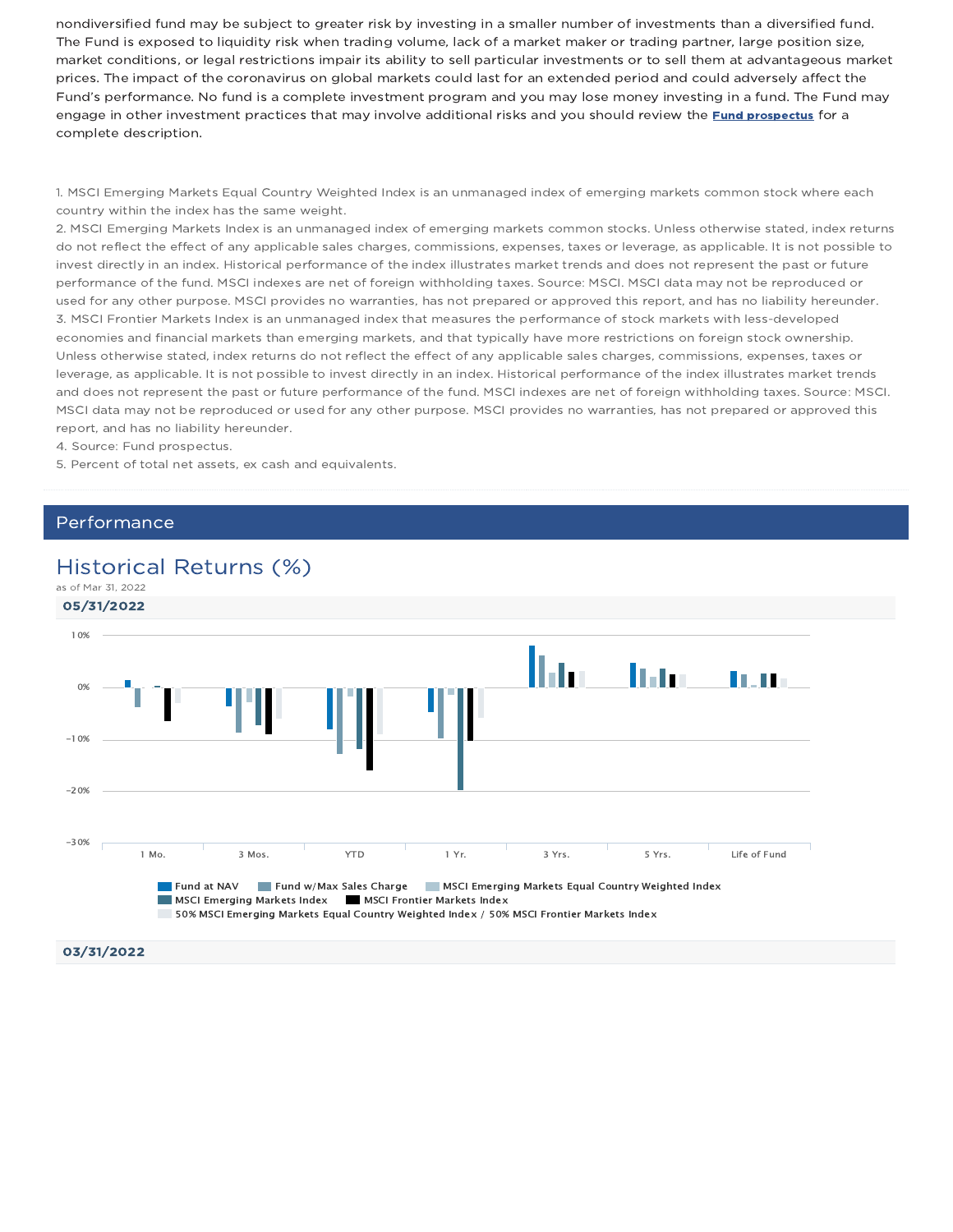nondiversified fund may be subject to greater risk by investing in a smaller number of investments than a diversified fund. The Fund is exposed to liquidity risk when trading volume, lack of a market maker or trading partner, large position size, market conditions, or legal restrictions impair its ability to sell particular investments or to sell them at advantageous market prices. The impact of the coronavirus on global markets could last for an extended period and could adversely affect the Fund's performance. No fund is a complete investment program and you may lose money investing in a fund. The Fund may engage in other investment practices that may involve additional risks and you should review the **Fund prospectus** for a complete description.

1. MSCI Emerging Markets Equal Country Weighted Index is an unmanaged index of emerging markets common stock where each country within the index has the same weight.
2. MSCI Emerging Markets Index is an unmanaged index of emerging markets common stocks. Unless otherwise stated, index returns do not reflect the effect of any applicable sales charges, commissions, expenses, taxes or leverage, as applicable. It is not possible to invest directly in an index. Historical performance of the index illustrates market trends and does not represent the past or future performance of the fund. MSCI indexes are net of foreign withholding taxes. Source: MSCI. MSCI data may not be reproduced or used for any other purpose. MSCI provides no warranties, has not prepared or approved this report, and has no liability hereunder.
3. MSCI Frontier Markets Index is an unmanaged index that measures the performance of stock markets with less-developed economies and financial markets than emerging markets, and that typically have more restrictions on foreign stock ownership. Unless otherwise stated, index returns do not reflect the effect of any applicable sales charges, commissions, expenses, taxes or leverage, as applicable. It is not possible to invest directly in an index. Historical performance of the index illustrates market trends and does not represent the past or future performance of the fund. MSCI indexes are net of foreign withholding taxes. Source: MSCI. MSCI data may not be reproduced or used for any other purpose. MSCI provides no warranties, has not prepared or approved this report, and has no liability hereunder.
4. Source: Fund prospectus.
5. Percent of total net assets, ex cash and equivalents.

## Performance

### Historical Returns (%)

as of Mar 31, 2022

**05/31/2022**

10%
0%
−10%
−20%
−30%

1 Mo. | 3 Mos. | YTD | 1 Yr. | 3 Yrs. | 5 Yrs. | Life of Fund

Fund at NAV | Fund w/Max Sales Charge | MSCI Emerging Markets Equal Country Weighted Index | MSCI Emerging Markets Index | MSCI Frontier Markets Index | 50% MSCI Emerging Markets Equal Country Weighted Index / 50% MSCI Frontier Markets Index

**03/31/2022**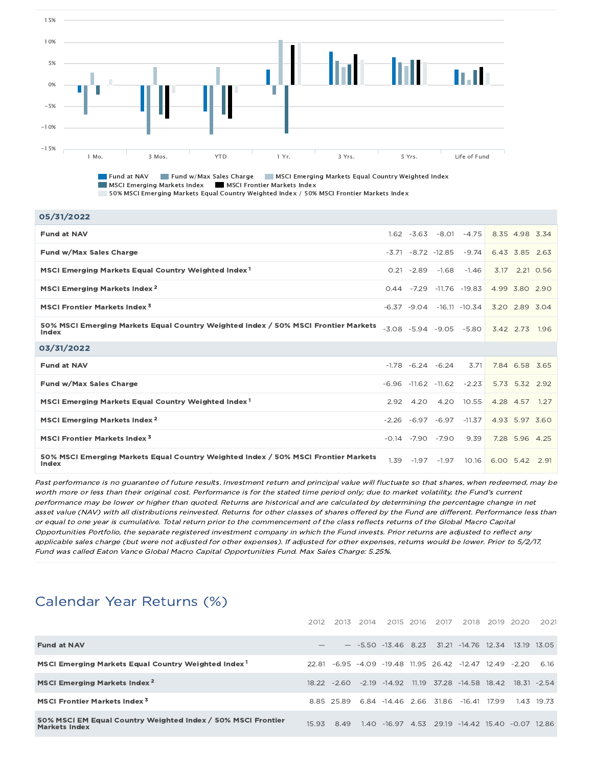Fund at NAV | Fund w/Max Sales Charge | MSCI Emerging Markets Equal Country Weighted Index | MSCI Emerging Markets Index | MSCI Frontier Markets Index | 50% MSCI Emerging Markets Equal Country Weighted Index / 50% MSCI Frontier Markets Index

| | 1 Mo. | 3 Mos. | YTD | 1 Yr. | 3 Yrs. | 5 Yrs. | Life of Fund |
|---|---|---|---|---|---|---|---|
| **05/31/2022** | | | | | | | |
| **Fund at NAV** | 1.62 | -3.63 | -8.01 | -4.75 | 8.35 | 4.98 | 3.34 |
| **Fund w/Max Sales Charge** | -3.71 | -8.72 | -12.85 | -9.74 | 6.43 | 3.85 | 2.63 |
| **MSCI Emerging Markets Equal Country Weighted Index** [1] | 0.21 | -2.89 | -1.68 | -1.46 | 3.17 | 2.21 | 0.56 |
| **MSCI Emerging Markets Index** [2] | 0.44 | -7.29 | -11.76 | -19.83 | 4.99 | 3.80 | 2.90 |
| **MSCI Frontier Markets Index** [3] | -6.37 | -9.04 | -16.11 | -10.34 | 3.20 | 2.89 | 3.04 |
| **50% MSCI Emerging Markets Equal Country Weighted Index / 50% MSCI Frontier Markets Index** | -3.08 | -5.94 | -9.05 | -5.80 | 3.42 | 2.73 | 1.96 |
| **03/31/2022** | | | | | | | |
| **Fund at NAV** | -1.78 | -6.24 | -6.24 | 3.71 | 7.84 | 6.58 | 3.65 |
| **Fund w/Max Sales Charge** | -6.96 | -11.62 | -11.62 | -2.23 | 5.73 | 5.32 | 2.92 |
| **MSCI Emerging Markets Equal Country Weighted Index** [1] | 2.92 | 4.20 | 4.20 | 10.55 | 4.28 | 4.57 | 1.27 |
| **MSCI Emerging Markets Index** [2] | -2.26 | -6.97 | -6.97 | -11.37 | 4.93 | 5.97 | 3.60 |
| **MSCI Frontier Markets Index** [3] | -0.14 | -7.90 | -7.90 | 9.39 | 7.28 | 5.96 | 4.25 |
| **50% MSCI Emerging Markets Equal Country Weighted Index / 50% MSCI Frontier Markets Index** | 1.39 | -1.97 | -1.97 | 10.16 | 6.00 | 5.42 | 2.91 |

*Past performance is no guarantee of future results. Investment return and principal value will fluctuate so that shares, when redeemed, may be worth more or less than their original cost. Performance is for the stated time period only; due to market volatility, the Fund's current performance may be lower or higher than quoted. Returns are historical and are calculated by determining the percentage change in net asset value (NAV) with all distributions reinvested. Returns for other classes of shares offered by the Fund are different. Performance less than or equal to one year is cumulative. Total return prior to the commencement of the class reflects returns of the Global Macro Capital Opportunities Portfolio, the separate registered investment company in which the Fund invests. Prior returns are adjusted to reflect any applicable sales charge (but were not adjusted for other expenses). If adjusted for other expenses, returns would be lower. Prior to 5/2/17, Fund was called Eaton Vance Global Macro Capital Opportunities Fund. Max Sales Charge: 5.25%.*

## Calendar Year Returns (%)

| | 2012 | 2013 | 2014 | 2015 | 2016 | 2017 | 2018 | 2019 | 2020 | 2021 |
|---|---|---|---|---|---|---|---|---|---|---|
| **Fund at NAV** | — | — | -5.50 | -13.46 | 8.23 | 31.21 | -14.76 | 12.34 | 13.19 | 13.05 |
| **MSCI Emerging Markets Equal Country Weighted Index** [1] | 22.81 | -6.95 | -4.09 | -19.48 | 11.95 | 26.42 | -12.47 | 12.49 | -2.20 | 6.16 |
| **MSCI Emerging Markets Index** [2] | 18.22 | -2.60 | -2.19 | -14.92 | 11.19 | 37.28 | -14.58 | 18.42 | 18.31 | -2.54 |
| **MSCI Frontier Markets Index** [3] | 8.85 | 25.89 | 6.84 | -14.46 | 2.66 | 31.86 | -16.41 | 17.99 | 1.43 | 19.73 |
| **50% MSCI EM Equal Country Weighted Index / 50% MSCI Frontier Markets Index** | 15.93 | 8.49 | 1.40 | -16.97 | 4.53 | 29.19 | -14.42 | 15.40 | -0.07 | 12.86 |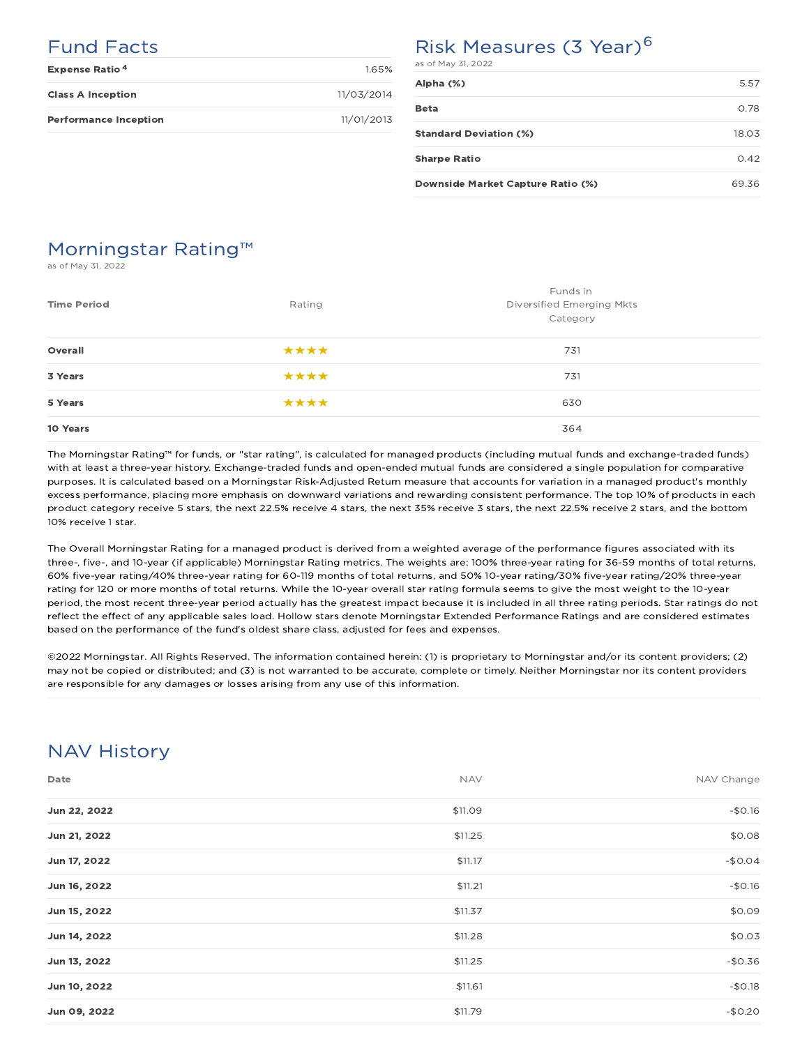## Fund Facts

| | |
|---|---|
| **Expense Ratio** [4] | 1.65% |
| **Class A Inception** | 11/03/2014 |
| **Performance Inception** | 11/01/2013 |

## Risk Measures (3 Year) [6]

as of May 31, 2022

| | |
|---|---|
| **Alpha (%)** | 5.57 |
| **Beta** | 0.78 |
| **Standard Deviation (%)** | 18.03 |
| **Sharpe Ratio** | 0.42 |
| **Downside Market Capture Ratio (%)** | 69.36 |

## Morningstar Rating™

as of May 31, 2022

| Time Period | Rating | Funds in Diversified Emerging Mkts Category |
|---|---|---|
| **Overall** | ★★★★ | 731 |
| **3 Years** | ★★★★ | 731 |
| **5 Years** | ★★★★ | 630 |
| **10 Years** | | 364 |

The Morningstar Rating™ for funds, or "star rating", is calculated for managed products (including mutual funds and exchange-traded funds) with at least a three-year history. Exchange-traded funds and open-ended mutual funds are considered a single population for comparative purposes. It is calculated based on a Morningstar Risk-Adjusted Return measure that accounts for variation in a managed product's monthly excess performance, placing more emphasis on downward variations and rewarding consistent performance. The top 10% of products in each product category receive 5 stars, the next 22.5% receive 4 stars, the next 35% receive 3 stars, the next 22.5% receive 2 stars, and the bottom 10% receive 1 star.

The Overall Morningstar Rating for a managed product is derived from a weighted average of the performance figures associated with its three-, five-, and 10-year (if applicable) Morningstar Rating metrics. The weights are: 100% three-year rating for 36-59 months of total returns, 60% five-year rating/40% three-year rating for 60-119 months of total returns, and 50% 10-year rating/30% five-year rating/20% three-year rating for 120 or more months of total returns. While the 10-year overall star rating formula seems to give the most weight to the 10-year period, the most recent three-year period actually has the greatest impact because it is included in all three rating periods. Star ratings do not reflect the effect of any applicable sales load. Hollow stars denote Morningstar Extended Performance Ratings and are considered estimates based on the performance of the fund's oldest share class, adjusted for fees and expenses.

©2022 Morningstar. All Rights Reserved. The information contained herein: (1) is proprietary to Morningstar and/or its content providers; (2) may not be copied or distributed; and (3) is not warranted to be accurate, complete or timely. Neither Morningstar nor its content providers are responsible for any damages or losses arising from any use of this information.

## NAV History

| Date | NAV | NAV Change |
|---|---|---|
| **Jun 22, 2022** | $11.09 | -$0.16 |
| **Jun 21, 2022** | $11.25 | $0.08 |
| **Jun 17, 2022** | $11.17 | -$0.04 |
| **Jun 16, 2022** | $11.21 | -$0.16 |
| **Jun 15, 2022** | $11.37 | $0.09 |
| **Jun 14, 2022** | $11.28 | $0.03 |
| **Jun 13, 2022** | $11.25 | -$0.36 |
| **Jun 10, 2022** | $11.61 | -$0.18 |
| **Jun 09, 2022** | $11.79 | -$0.20 |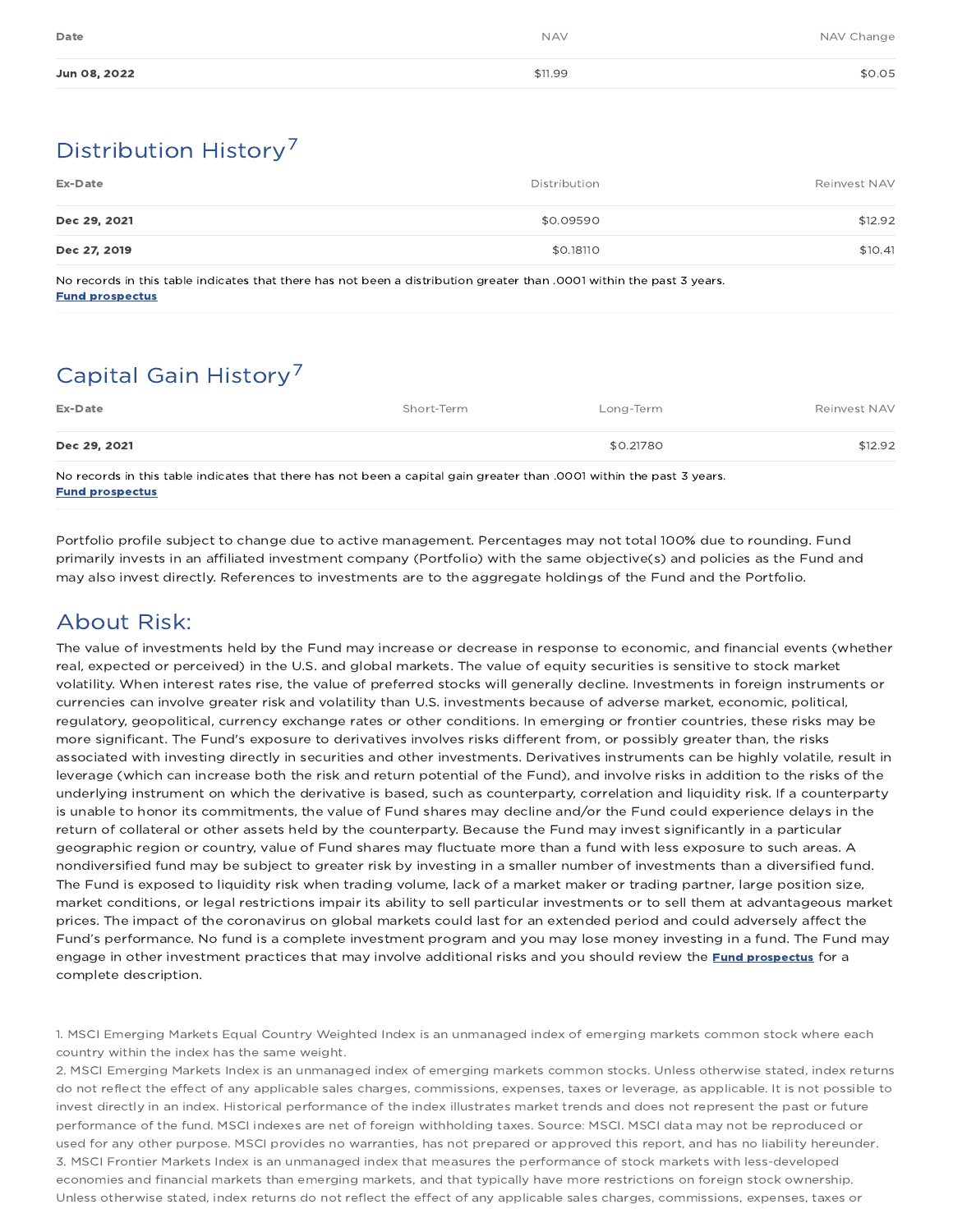| Date | NAV | NAV Change |
|---|---|---|
| Jun 08, 2022 | $11.99 | $0.05 |

## Distribution History[7]

| Ex-Date | Distribution | Reinvest NAV |
|---|---|---|
| Dec 29, 2021 | $0.09590 | $12.92 |
| Dec 27, 2019 | $0.18110 | $10.41 |

No records in this table indicates that there has not been a distribution greater than .0001 within the past 3 years.
**Fund prospectus**

## Capital Gain History[7]

| Ex-Date | Short-Term | Long-Term | Reinvest NAV |
|---|---|---|---|
| Dec 29, 2021 | | $0.21780 | $12.92 |

No records in this table indicates that there has not been a capital gain greater than .0001 within the past 3 years.
**Fund prospectus**

Portfolio profile subject to change due to active management. Percentages may not total 100% due to rounding. Fund primarily invests in an affiliated investment company (Portfolio) with the same objective(s) and policies as the Fund and may also invest directly. References to investments are to the aggregate holdings of the Fund and the Portfolio.

## About Risk:

The value of investments held by the Fund may increase or decrease in response to economic, and financial events (whether real, expected or perceived) in the U.S. and global markets. The value of equity securities is sensitive to stock market volatility. When interest rates rise, the value of preferred stocks will generally decline. Investments in foreign instruments or currencies can involve greater risk and volatility than U.S. investments because of adverse market, economic, political, regulatory, geopolitical, currency exchange rates or other conditions. In emerging or frontier countries, these risks may be more significant. The Fund's exposure to derivatives involves risks different from, or possibly greater than, the risks associated with investing directly in securities and other investments. Derivatives instruments can be highly volatile, result in leverage (which can increase both the risk and return potential of the Fund), and involve risks in addition to the risks of the underlying instrument on which the derivative is based, such as counterparty, correlation and liquidity risk. If a counterparty is unable to honor its commitments, the value of Fund shares may decline and/or the Fund could experience delays in the return of collateral or other assets held by the counterparty. Because the Fund may invest significantly in a particular geographic region or country, value of Fund shares may fluctuate more than a fund with less exposure to such areas. A nondiversified fund may be subject to greater risk by investing in a smaller number of investments than a diversified fund. The Fund is exposed to liquidity risk when trading volume, lack of a market maker or trading partner, large position size, market conditions, or legal restrictions impair its ability to sell particular investments or to sell them at advantageous market prices. The impact of the coronavirus on global markets could last for an extended period and could adversely affect the Fund's performance. No fund is a complete investment program and you may lose money investing in a fund. The Fund may engage in other investment practices that may involve additional risks and you should review the **Fund prospectus** for a complete description.

1. MSCI Emerging Markets Equal Country Weighted Index is an unmanaged index of emerging markets common stock where each country within the index has the same weight.
2. MSCI Emerging Markets Index is an unmanaged index of emerging markets common stocks. Unless otherwise stated, index returns do not reflect the effect of any applicable sales charges, commissions, expenses, taxes or leverage, as applicable. It is not possible to invest directly in an index. Historical performance of the index illustrates market trends and does not represent the past or future performance of the fund. MSCI indexes are net of foreign withholding taxes. Source: MSCI. MSCI data may not be reproduced or used for any other purpose. MSCI provides no warranties, has not prepared or approved this report, and has no liability hereunder.
3. MSCI Frontier Markets Index is an unmanaged index that measures the performance of stock markets with less-developed economies and financial markets than emerging markets, and that typically have more restrictions on foreign stock ownership. Unless otherwise stated, index returns do not reflect the effect of any applicable sales charges, commissions, expenses, taxes or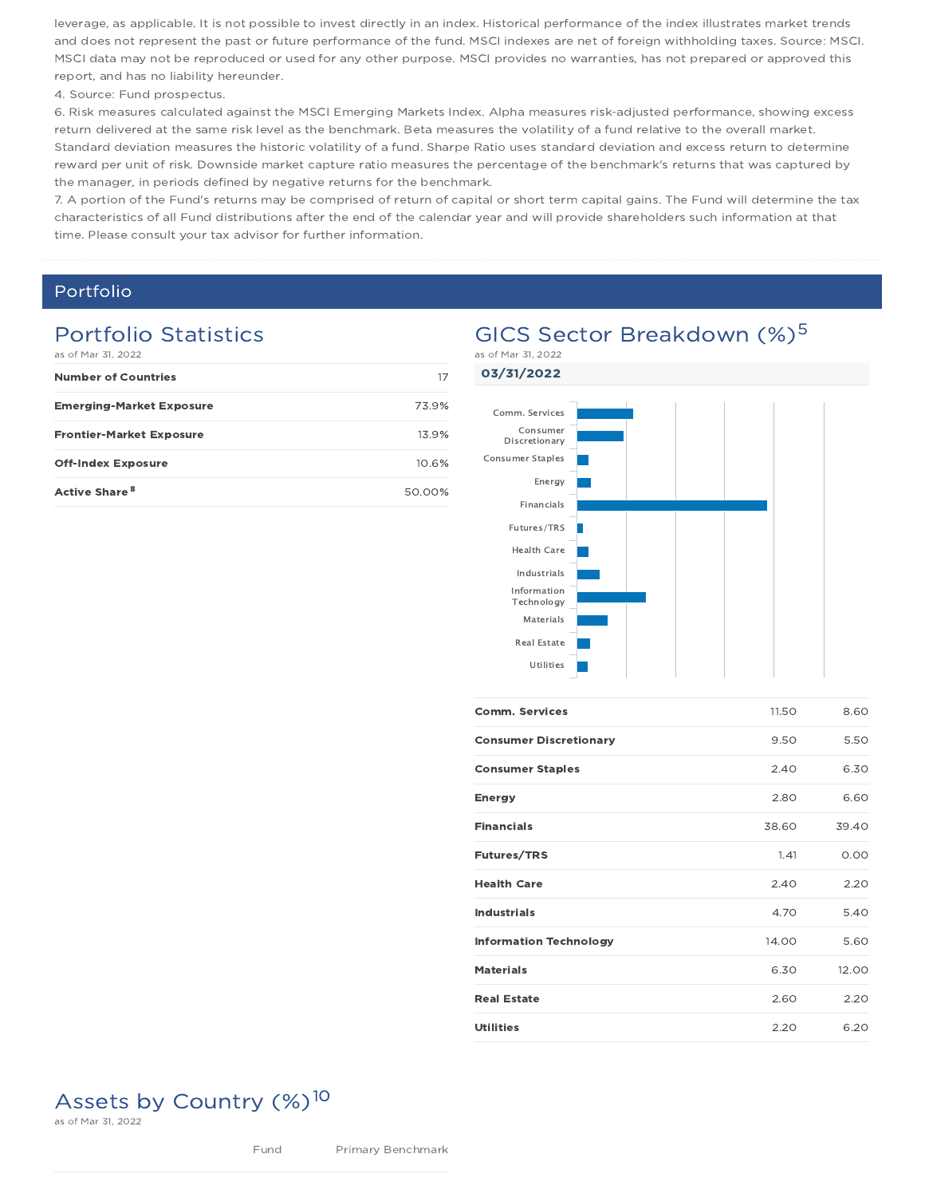leverage, as applicable. It is not possible to invest directly in an index. Historical performance of the index illustrates market trends and does not represent the past or future performance of the fund. MSCI indexes are net of foreign withholding taxes. Source: MSCI. MSCI data may not be reproduced or used for any other purpose. MSCI provides no warranties, has not prepared or approved this report, and has no liability hereunder.

4. Source: Fund prospectus.

6. Risk measures calculated against the MSCI Emerging Markets Index. Alpha measures risk-adjusted performance, showing excess return delivered at the same risk level as the benchmark. Beta measures the volatility of a fund relative to the overall market. Standard deviation measures the historic volatility of a fund. Sharpe Ratio uses standard deviation and excess return to determine reward per unit of risk. Downside market capture ratio measures the percentage of the benchmark's returns that was captured by the manager, in periods defined by negative returns for the benchmark.

7. A portion of the Fund's returns may be comprised of return of capital or short term capital gains. The Fund will determine the tax characteristics of all Fund distributions after the end of the calendar year and will provide shareholders such information at that time. Please consult your tax advisor for further information.

## Portfolio

### Portfolio Statistics

as of Mar 31, 2022

| | |
|---|---|
| **Number of Countries** | 17 |
| **Emerging-Market Exposure** | 73.9% |
| **Frontier-Market Exposure** | 13.9% |
| **Off-Index Exposure** | 10.6% |
| **Active Share** [8] | 50.00% |

### GICS Sector Breakdown (%)[5]

as of Mar 31, 2022

**03/31/2022**

| | | |
|---|---|---|
| **Comm. Services** | 11.50 | 8.60 |
| **Consumer Discretionary** | 9.50 | 5.50 |
| **Consumer Staples** | 2.40 | 6.30 |
| **Energy** | 2.80 | 6.60 |
| **Financials** | 38.60 | 39.40 |
| **Futures/TRS** | 1.41 | 0.00 |
| **Health Care** | 2.40 | 2.20 |
| **Industrials** | 4.70 | 5.40 |
| **Information Technology** | 14.00 | 5.60 |
| **Materials** | 6.30 | 12.00 |
| **Real Estate** | 2.60 | 2.20 |
| **Utilities** | 2.20 | 6.20 |

### Assets by Country (%)[10]

as of Mar 31, 2022

| | Fund | Primary Benchmark |
|---|---|---|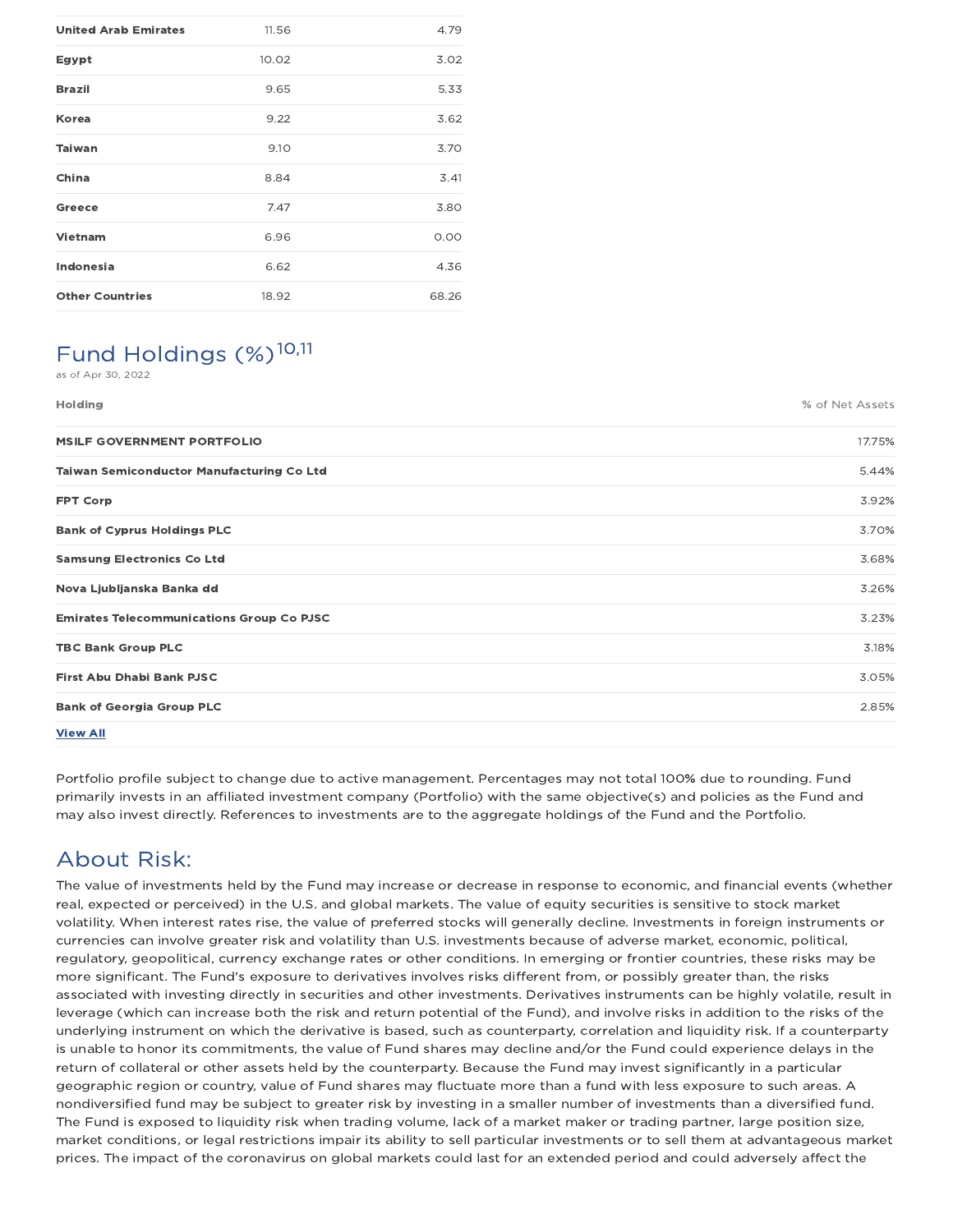| | | |
|---|---|---|
| **United Arab Emirates** | 11.56 | 4.79 |
| **Egypt** | 10.02 | 3.02 |
| **Brazil** | 9.65 | 5.33 |
| **Korea** | 9.22 | 3.62 |
| **Taiwan** | 9.10 | 3.70 |
| **China** | 8.84 | 3.41 |
| **Greece** | 7.47 | 3.80 |
| **Vietnam** | 6.96 | 0.00 |
| **Indonesia** | 6.62 | 4.36 |
| **Other Countries** | 18.92 | 68.26 |

## Fund Holdings (%)[10,11]

as of Apr 30, 2022

| Holding | % of Net Assets |
|---|---|
| **MSILF GOVERNMENT PORTFOLIO** | 17.75% |
| **Taiwan Semiconductor Manufacturing Co Ltd** | 5.44% |
| **FPT Corp** | 3.92% |
| **Bank of Cyprus Holdings PLC** | 3.70% |
| **Samsung Electronics Co Ltd** | 3.68% |
| **Nova Ljubljanska Banka dd** | 3.26% |
| **Emirates Telecommunications Group Co PJSC** | 3.23% |
| **TBC Bank Group PLC** | 3.18% |
| **First Abu Dhabi Bank PJSC** | 3.05% |
| **Bank of Georgia Group PLC** | 2.85% |

**View All**

Portfolio profile subject to change due to active management. Percentages may not total 100% due to rounding. Fund primarily invests in an affiliated investment company (Portfolio) with the same objective(s) and policies as the Fund and may also invest directly. References to investments are to the aggregate holdings of the Fund and the Portfolio.

## About Risk:

The value of investments held by the Fund may increase or decrease in response to economic, and financial events (whether real, expected or perceived) in the U.S. and global markets. The value of equity securities is sensitive to stock market volatility. When interest rates rise, the value of preferred stocks will generally decline. Investments in foreign instruments or currencies can involve greater risk and volatility than U.S. investments because of adverse market, economic, political, regulatory, geopolitical, currency exchange rates or other conditions. In emerging or frontier countries, these risks may be more significant. The Fund's exposure to derivatives involves risks different from, or possibly greater than, the risks associated with investing directly in securities and other investments. Derivatives instruments can be highly volatile, result in leverage (which can increase both the risk and return potential of the Fund), and involve risks in addition to the risks of the underlying instrument on which the derivative is based, such as counterparty, correlation and liquidity risk. If a counterparty is unable to honor its commitments, the value of Fund shares may decline and/or the Fund could experience delays in the return of collateral or other assets held by the counterparty. Because the Fund may invest significantly in a particular geographic region or country, value of Fund shares may fluctuate more than a fund with less exposure to such areas. A nondiversified fund may be subject to greater risk by investing in a smaller number of investments than a diversified fund. The Fund is exposed to liquidity risk when trading volume, lack of a market maker or trading partner, large position size, market conditions, or legal restrictions impair its ability to sell particular investments or to sell them at advantageous market prices. The impact of the coronavirus on global markets could last for an extended period and could adversely affect the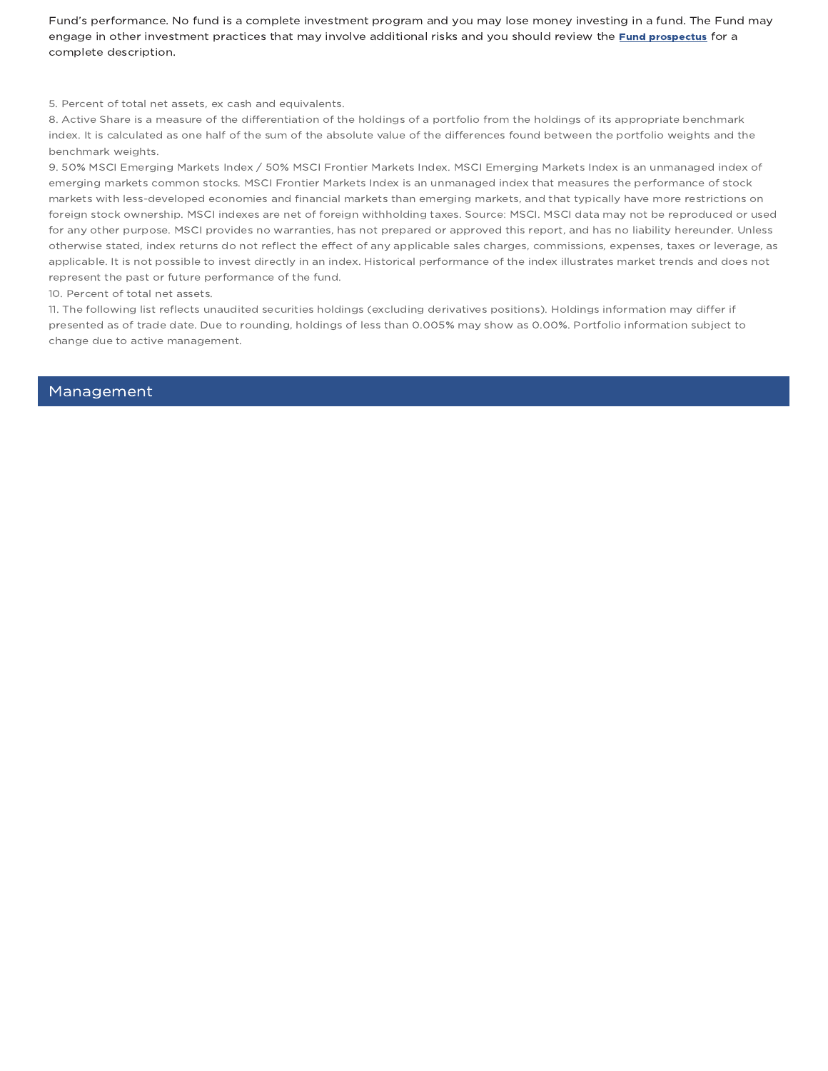Fund's performance. No fund is a complete investment program and you may lose money investing in a fund. The Fund may engage in other investment practices that may involve additional risks and you should review the **Fund prospectus** for a complete description.

5. Percent of total net assets, ex cash and equivalents.
8. Active Share is a measure of the differentiation of the holdings of a portfolio from the holdings of its appropriate benchmark index. It is calculated as one half of the sum of the absolute value of the differences found between the portfolio weights and the benchmark weights.
9. 50% MSCI Emerging Markets Index / 50% MSCI Frontier Markets Index. MSCI Emerging Markets Index is an unmanaged index of emerging markets common stocks. MSCI Frontier Markets Index is an unmanaged index that measures the performance of stock markets with less-developed economies and financial markets than emerging markets, and that typically have more restrictions on foreign stock ownership. MSCI indexes are net of foreign withholding taxes. Source: MSCI. MSCI data may not be reproduced or used for any other purpose. MSCI provides no warranties, has not prepared or approved this report, and has no liability hereunder. Unless otherwise stated, index returns do not reflect the effect of any applicable sales charges, commissions, expenses, taxes or leverage, as applicable. It is not possible to invest directly in an index. Historical performance of the index illustrates market trends and does not represent the past or future performance of the fund.
10. Percent of total net assets.
11. The following list reflects unaudited securities holdings (excluding derivatives positions). Holdings information may differ if presented as of trade date. Due to rounding, holdings of less than 0.005% may show as 0.00%. Portfolio information subject to change due to active management.

## Management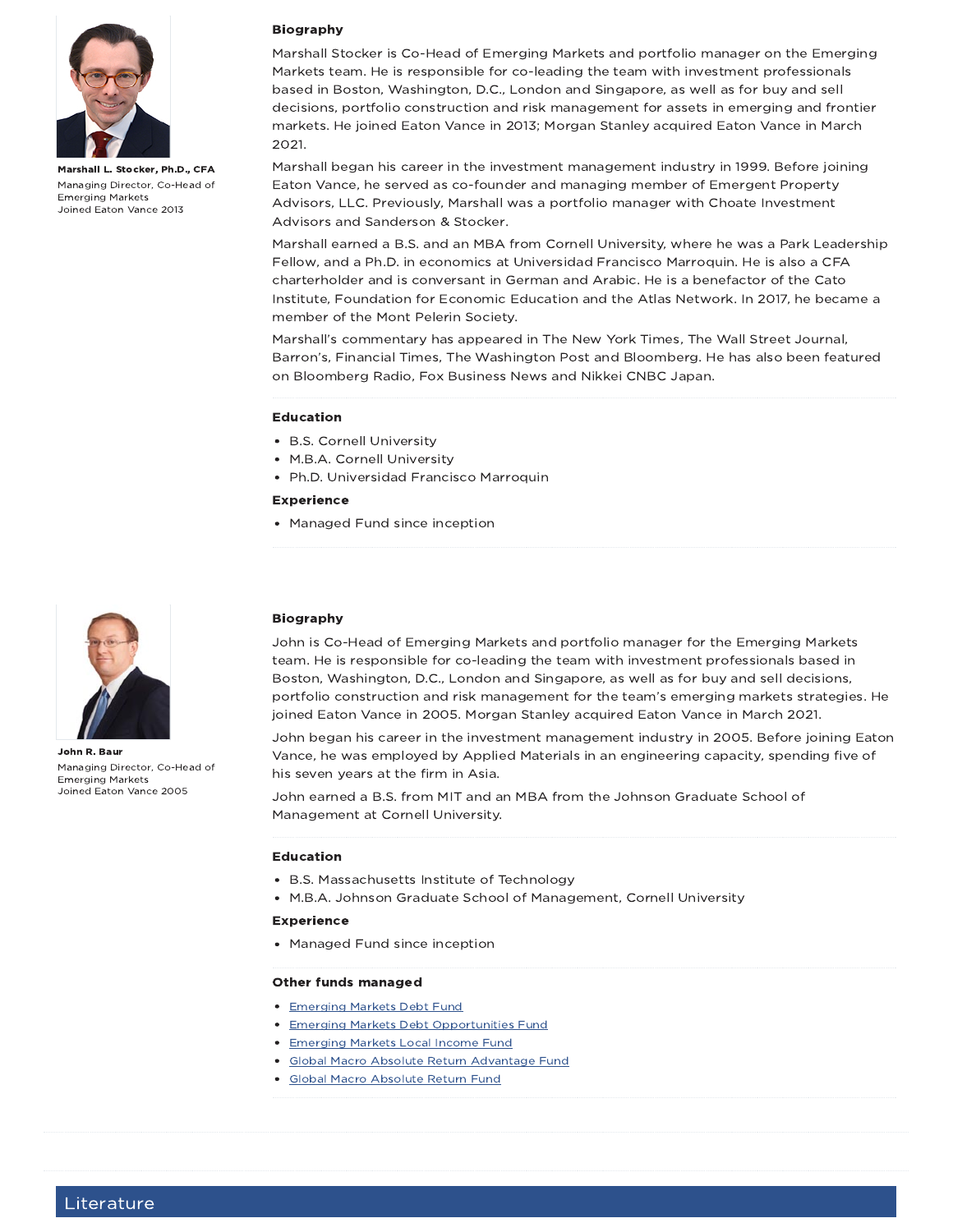**Marshall L. Stocker, Ph.D., CFA**
Managing Director, Co-Head of Emerging Markets
Joined Eaton Vance 2013

### Biography

Marshall Stocker is Co-Head of Emerging Markets and portfolio manager on the Emerging Markets team. He is responsible for co-leading the team with investment professionals based in Boston, Washington, D.C., London and Singapore, as well as for buy and sell decisions, portfolio construction and risk management for assets in emerging and frontier markets. He joined Eaton Vance in 2013; Morgan Stanley acquired Eaton Vance in March 2021.

Marshall began his career in the investment management industry in 1999. Before joining Eaton Vance, he served as co-founder and managing member of Emergent Property Advisors, LLC. Previously, Marshall was a portfolio manager with Choate Investment Advisors and Sanderson & Stocker.

Marshall earned a B.S. and an MBA from Cornell University, where he was a Park Leadership Fellow, and a Ph.D. in economics at Universidad Francisco Marroquin. He is also a CFA charterholder and is conversant in German and Arabic. He is a benefactor of the Cato Institute, Foundation for Economic Education and the Atlas Network. In 2017, he became a member of the Mont Pelerin Society.

Marshall's commentary has appeared in The New York Times, The Wall Street Journal, Barron's, Financial Times, The Washington Post and Bloomberg. He has also been featured on Bloomberg Radio, Fox Business News and Nikkei CNBC Japan.

### Education

- B.S. Cornell University
- M.B.A. Cornell University
- Ph.D. Universidad Francisco Marroquin

### Experience

- Managed Fund since inception

**John R. Baur**
Managing Director, Co-Head of Emerging Markets
Joined Eaton Vance 2005

### Biography

John is Co-Head of Emerging Markets and portfolio manager for the Emerging Markets team. He is responsible for co-leading the team with investment professionals based in Boston, Washington, D.C., London and Singapore, as well as for buy and sell decisions, portfolio construction and risk management for the team's emerging markets strategies. He joined Eaton Vance in 2005. Morgan Stanley acquired Eaton Vance in March 2021.

John began his career in the investment management industry in 2005. Before joining Eaton Vance, he was employed by Applied Materials in an engineering capacity, spending five of his seven years at the firm in Asia.

John earned a B.S. from MIT and an MBA from the Johnson Graduate School of Management at Cornell University.

### Education

- B.S. Massachusetts Institute of Technology
- M.B.A. Johnson Graduate School of Management, Cornell University

### Experience

- Managed Fund since inception

### Other funds managed

- Emerging Markets Debt Fund
- Emerging Markets Debt Opportunities Fund
- Emerging Markets Local Income Fund
- Global Macro Absolute Return Advantage Fund
- Global Macro Absolute Return Fund

## Literature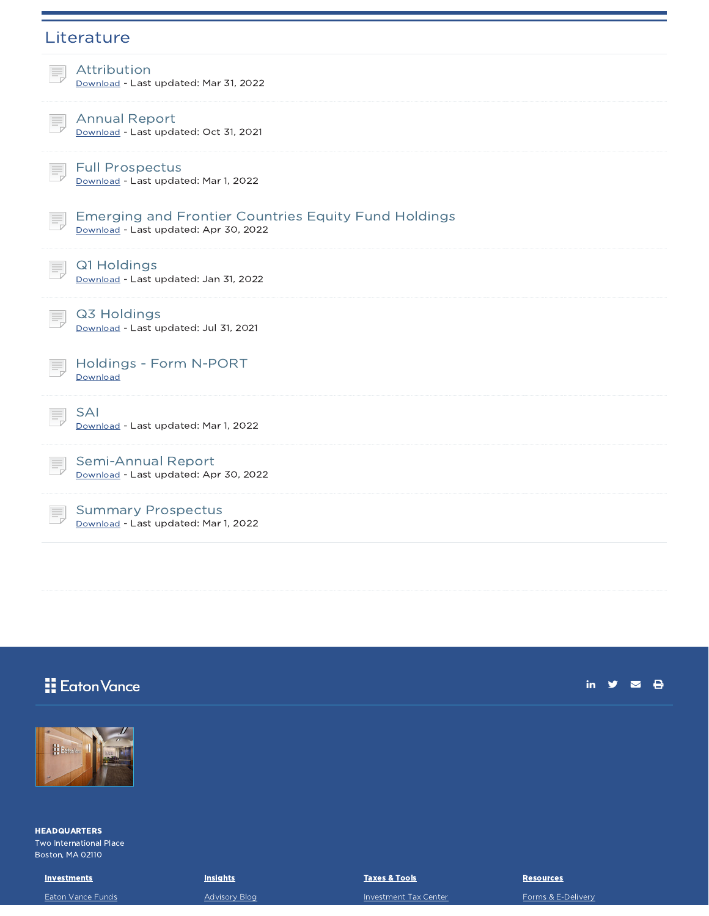## Literature

### Attribution
Download - Last updated: Mar 31, 2022

### Annual Report
Download - Last updated: Oct 31, 2021

### Full Prospectus
Download - Last updated: Mar 1, 2022

### Emerging and Frontier Countries Equity Fund Holdings
Download - Last updated: Apr 30, 2022

### Q1 Holdings
Download - Last updated: Jan 31, 2022

### Q3 Holdings
Download - Last updated: Jul 31, 2021

### Holdings - Form N-PORT
Download

### SAI
Download - Last updated: Mar 1, 2022

### Semi-Annual Report
Download - Last updated: Apr 30, 2022

### Summary Prospectus
Download - Last updated: Mar 1, 2022

Eaton Vance

**HEADQUARTERS**
Two International Place
Boston, MA 02110

| **Investments** | **Insights** | **Taxes & Tools** | **Resources** |
|---|---|---|---|
| Eaton Vance Funds | Advisory Blog | Investment Tax Center | Forms & E-Delivery |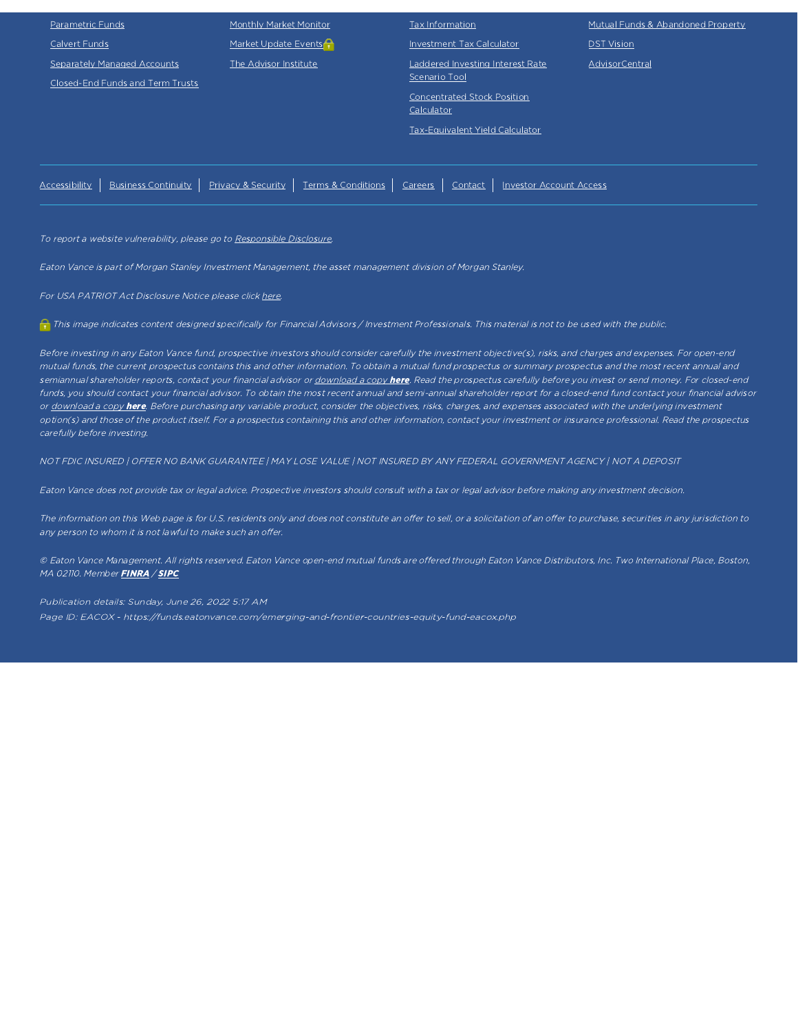Parametric Funds

Calvert Funds

Separately Managed Accounts

Closed-End Funds and Term Trusts

Monthly Market Monitor

Market Update Events

The Advisor Institute

Tax Information

Investment Tax Calculator

Laddered Investing Interest Rate Scenario Tool

Concentrated Stock Position Calculator

Tax-Equivalent Yield Calculator

Mutual Funds & Abandoned Property

DST Vision

AdvisorCentral

Accessibility | Business Continuity | Privacy & Security | Terms & Conditions | Careers | Contact | Investor Account Access

*To report a website vulnerability, please go to Responsible Disclosure.*

*Eaton Vance is part of Morgan Stanley Investment Management, the asset management division of Morgan Stanley.*

*For USA PATRIOT Act Disclosure Notice please click here.*

*This image indicates content designed specifically for Financial Advisors / Investment Professionals. This material is not to be used with the public.*

*Before investing in any Eaton Vance fund, prospective investors should consider carefully the investment objective(s), risks, and charges and expenses. For open-end mutual funds, the current prospectus contains this and other information. To obtain a mutual fund prospectus or summary prospectus and the most recent annual and semiannual shareholder reports, contact your financial advisor or download a copy **here**. Read the prospectus carefully before you invest or send money. For closed-end funds, you should contact your financial advisor. To obtain the most recent annual and semi-annual shareholder report for a closed-end fund contact your financial advisor or download a copy **here**. Before purchasing any variable product, consider the objectives, risks, charges, and expenses associated with the underlying investment option(s) and those of the product itself. For a prospectus containing this and other information, contact your investment or insurance professional. Read the prospectus carefully before investing.*

*NOT FDIC INSURED | OFFER NO BANK GUARANTEE | MAY LOSE VALUE | NOT INSURED BY ANY FEDERAL GOVERNMENT AGENCY | NOT A DEPOSIT*

*Eaton Vance does not provide tax or legal advice. Prospective investors should consult with a tax or legal advisor before making any investment decision.*

*The information on this Web page is for U.S. residents only and does not constitute an offer to sell, or a solicitation of an offer to purchase, securities in any jurisdiction to any person to whom it is not lawful to make such an offer.*

*© Eaton Vance Management. All rights reserved. Eaton Vance open-end mutual funds are offered through Eaton Vance Distributors, Inc. Two International Place, Boston, MA 02110. Member **FINRA** / **SIPC***

*Publication details: Sunday, June 26, 2022 5:17 AM*
*Page ID: EACOX - https://funds.eatonvance.com/emerging-and-frontier-countries-equity-fund-eacox.php*